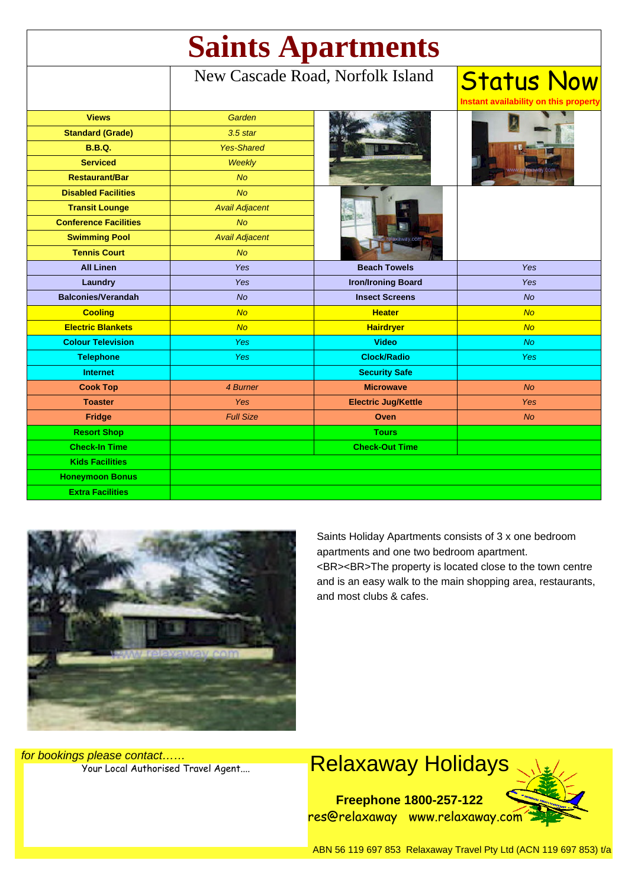# Saints Apartments

New Cascade Road, Norfolk Island

**Status Now**
Instant availability on this property

| Feature | Value |
|---|---|
| **Views** | *Garden* |
| **Standard (Grade)** | *3.5 star* |
| **B.B.Q.** | *Yes-Shared* |
| **Serviced** | *Weekly* |
| **Restaurant/Bar** | *No* |
| **Disabled Facilities** | *No* |
| **Transit Lounge** | *Avail Adjacent* |
| **Conference Facilities** | *No* |
| **Swimming Pool** | *Avail Adjacent* |
| **Tennis Court** | *No* |

| Feature | Value | Feature | Value |
|---|---|---|---|
| **All Linen** | *Yes* | **Beach Towels** | *Yes* |
| **Laundry** | *Yes* | **Iron/Ironing Board** | *Yes* |
| **Balconies/Verandah** | *No* | **Insect Screens** | *No* |
| **Cooling** | *No* | **Heater** | *No* |
| **Electric Blankets** | *No* | **Hairdryer** | *No* |
| **Colour Television** | *Yes* | **Video** | *No* |
| **Telephone** | *Yes* | **Clock/Radio** | *Yes* |
| **Internet** | | **Security Safe** | |
| **Cook Top** | *4 Burner* | **Microwave** | *No* |
| **Toaster** | *Yes* | **Electric Jug/Kettle** | *Yes* |
| **Fridge** | *Full Size* | **Oven** | *No* |
| **Resort Shop** | | **Tours** | |
| **Check-In Time** | | **Check-Out Time** | |
| **Kids Facilities** | | | |
| **Honeymoon Bonus** | | | |
| **Extra Facilities** | | | |

Saints Holiday Apartments consists of 3 x one bedroom apartments and one two bedroom apartment. <BR><BR>The property is located close to the town centre and is an easy walk to the main shopping area, restaurants, and most clubs & cafes.

*for bookings please contact……*
Your Local Authorised Travel Agent….

## Relaxaway Holidays

**Freephone 1800-257-122**
res@relaxaway www.relaxaway.com

ABN 56 119 697 853 Relaxaway Travel Pty Ltd (ACN 119 697 853) t/a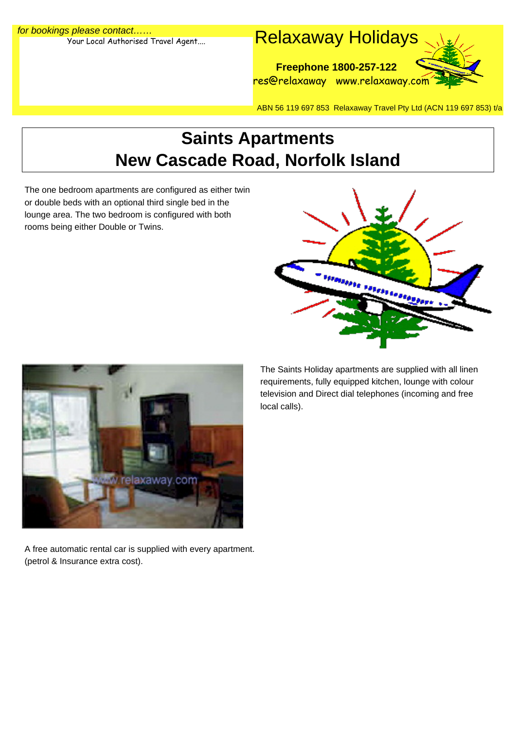*for bookings please contact……*

Your Local Authorised Travel Agent....

Relaxaway Holidays

**Freephone 1800-257-122**

res@relaxaway www.relaxaway.com

ABN 56 119 697 853 Relaxaway Travel Pty Ltd (ACN 119 697 853) t/a

# Saints Apartments
# New Cascade Road, Norfolk Island

The one bedroom apartments are configured as either twin or double beds with an optional third single bed in the lounge area. The two bedroom is configured with both rooms being either Double or Twins.

The Saints Holiday apartments are supplied with all linen requirements, fully equipped kitchen, lounge with colour television and Direct dial telephones (incoming and free local calls).

A free automatic rental car is supplied with every apartment. (petrol & Insurance extra cost).